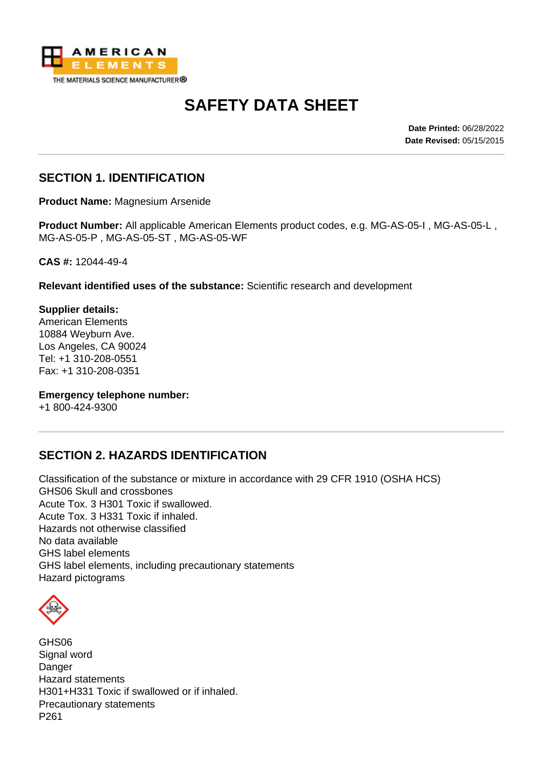AMERICAN ELEMENTS
THE MATERIALS SCIENCE MANUFACTURER®

# SAFETY DATA SHEET

**Date Printed:** 06/28/2022
**Date Revised:** 05/15/2015

## SECTION 1. IDENTIFICATION

**Product Name:** Magnesium Arsenide

**Product Number:** All applicable American Elements product codes, e.g. MG-AS-05-I , MG-AS-05-L , MG-AS-05-P , MG-AS-05-ST , MG-AS-05-WF

**CAS #:** 12044-49-4

**Relevant identified uses of the substance:** Scientific research and development

**Supplier details:**
American Elements
10884 Weyburn Ave.
Los Angeles, CA 90024
Tel: +1 310-208-0551
Fax: +1 310-208-0351

**Emergency telephone number:**
+1 800-424-9300

## SECTION 2. HAZARDS IDENTIFICATION

Classification of the substance or mixture in accordance with 29 CFR 1910 (OSHA HCS)
GHS06 Skull and crossbones
Acute Tox. 3 H301 Toxic if swallowed.
Acute Tox. 3 H331 Toxic if inhaled.
Hazards not otherwise classified
No data available
GHS label elements
GHS label elements, including precautionary statements
Hazard pictograms

GHS06
Signal word
Danger
Hazard statements
H301+H331 Toxic if swallowed or if inhaled.
Precautionary statements
P261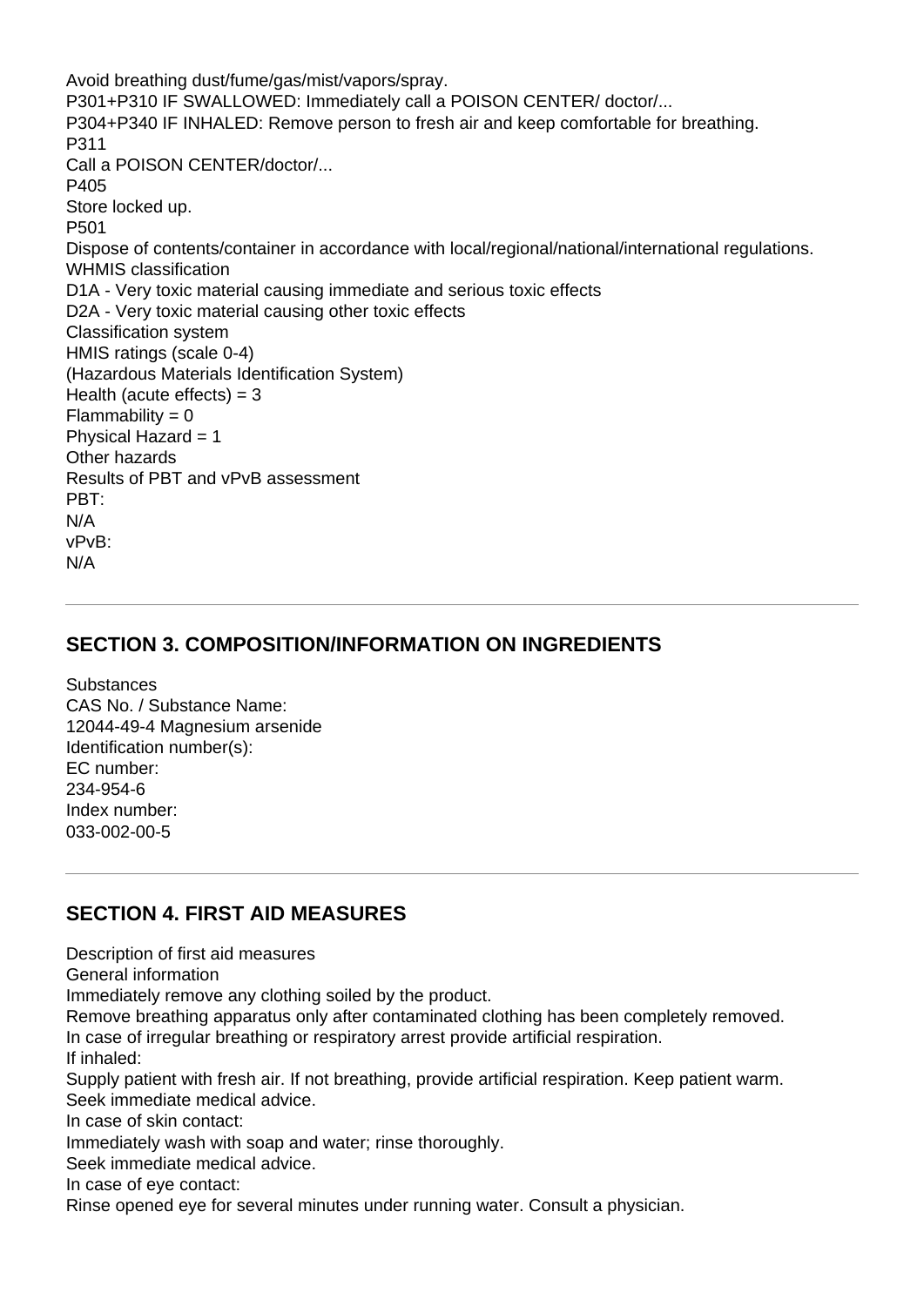Avoid breathing dust/fume/gas/mist/vapors/spray.
P301+P310 IF SWALLOWED: Immediately call a POISON CENTER/ doctor/...
P304+P340 IF INHALED: Remove person to fresh air and keep comfortable for breathing.
P311
Call a POISON CENTER/doctor/...
P405
Store locked up.
P501
Dispose of contents/container in accordance with local/regional/national/international regulations.
WHMIS classification
D1A - Very toxic material causing immediate and serious toxic effects
D2A - Very toxic material causing other toxic effects
Classification system
HMIS ratings (scale 0-4)
(Hazardous Materials Identification System)
Health (acute effects) = 3
Flammability = 0
Physical Hazard = 1
Other hazards
Results of PBT and vPvB assessment
PBT:
N/A
vPvB:
N/A

---

## SECTION 3. COMPOSITION/INFORMATION ON INGREDIENTS

Substances
CAS No. / Substance Name:
12044-49-4 Magnesium arsenide
Identification number(s):
EC number:
234-954-6
Index number:
033-002-00-5

---

## SECTION 4. FIRST AID MEASURES

Description of first aid measures
General information
Immediately remove any clothing soiled by the product.
Remove breathing apparatus only after contaminated clothing has been completely removed.
In case of irregular breathing or respiratory arrest provide artificial respiration.
If inhaled:
Supply patient with fresh air. If not breathing, provide artificial respiration. Keep patient warm.
Seek immediate medical advice.
In case of skin contact:
Immediately wash with soap and water; rinse thoroughly.
Seek immediate medical advice.
In case of eye contact:
Rinse opened eye for several minutes under running water. Consult a physician.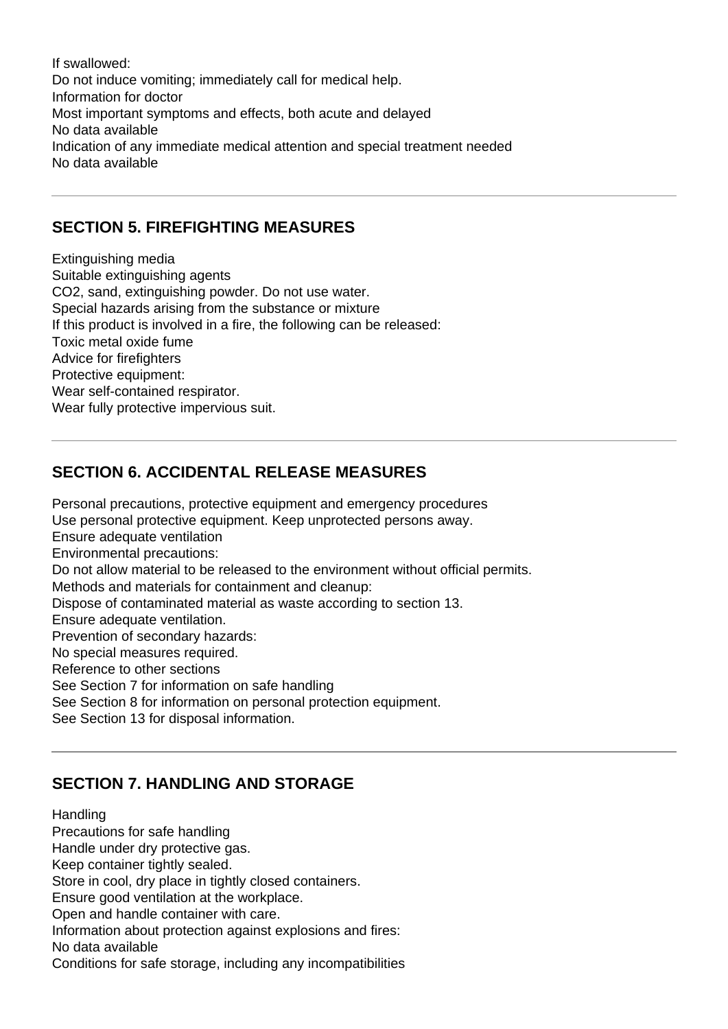If swallowed:
Do not induce vomiting; immediately call for medical help.
Information for doctor
Most important symptoms and effects, both acute and delayed
No data available
Indication of any immediate medical attention and special treatment needed
No data available

---

## SECTION 5. FIREFIGHTING MEASURES

Extinguishing media
Suitable extinguishing agents
$CO_2$, sand, extinguishing powder. Do not use water.
Special hazards arising from the substance or mixture
If this product is involved in a fire, the following can be released:
Toxic metal oxide fume
Advice for firefighters
Protective equipment:
Wear self-contained respirator.
Wear fully protective impervious suit.

---

## SECTION 6. ACCIDENTAL RELEASE MEASURES

Personal precautions, protective equipment and emergency procedures
Use personal protective equipment. Keep unprotected persons away.
Ensure adequate ventilation
Environmental precautions:
Do not allow material to be released to the environment without official permits.
Methods and materials for containment and cleanup:
Dispose of contaminated material as waste according to section 13.
Ensure adequate ventilation.
Prevention of secondary hazards:
No special measures required.
Reference to other sections
See Section 7 for information on safe handling
See Section 8 for information on personal protection equipment.
See Section 13 for disposal information.

---

## SECTION 7. HANDLING AND STORAGE

Handling
Precautions for safe handling
Handle under dry protective gas.
Keep container tightly sealed.
Store in cool, dry place in tightly closed containers.
Ensure good ventilation at the workplace.
Open and handle container with care.
Information about protection against explosions and fires:
No data available
Conditions for safe storage, including any incompatibilities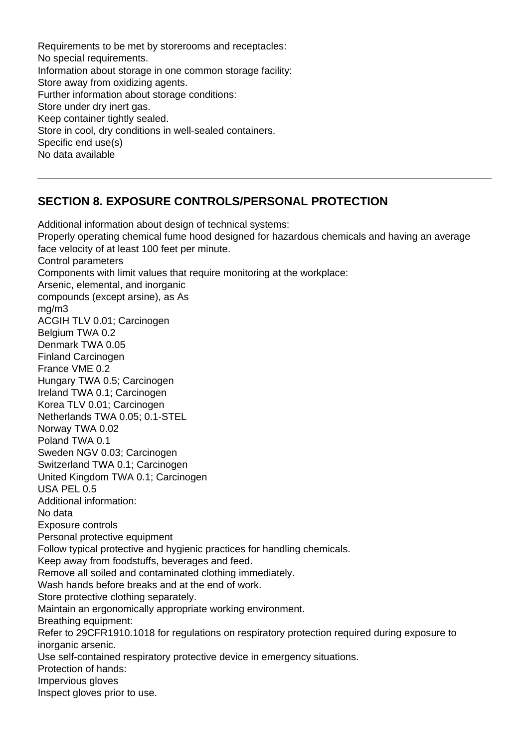Requirements to be met by storerooms and receptacles:
No special requirements.
Information about storage in one common storage facility:
Store away from oxidizing agents.
Further information about storage conditions:
Store under dry inert gas.
Keep container tightly sealed.
Store in cool, dry conditions in well-sealed containers.
Specific end use(s)
No data available

## SECTION 8. EXPOSURE CONTROLS/PERSONAL PROTECTION

Additional information about design of technical systems:
Properly operating chemical fume hood designed for hazardous chemicals and having an average face velocity of at least 100 feet per minute.
Control parameters
Components with limit values that require monitoring at the workplace:
Arsenic, elemental, and inorganic
compounds (except arsine), as As
mg/m3
ACGIH TLV 0.01; Carcinogen
Belgium TWA 0.2
Denmark TWA 0.05
Finland Carcinogen
France VME 0.2
Hungary TWA 0.5; Carcinogen
Ireland TWA 0.1; Carcinogen
Korea TLV 0.01; Carcinogen
Netherlands TWA 0.05; 0.1-STEL
Norway TWA 0.02
Poland TWA 0.1
Sweden NGV 0.03; Carcinogen
Switzerland TWA 0.1; Carcinogen
United Kingdom TWA 0.1; Carcinogen
USA PEL 0.5
Additional information:
No data
Exposure controls
Personal protective equipment
Follow typical protective and hygienic practices for handling chemicals.
Keep away from foodstuffs, beverages and feed.
Remove all soiled and contaminated clothing immediately.
Wash hands before breaks and at the end of work.
Store protective clothing separately.
Maintain an ergonomically appropriate working environment.
Breathing equipment:
Refer to 29CFR1910.1018 for regulations on respiratory protection required during exposure to inorganic arsenic.
Use self-contained respiratory protective device in emergency situations.
Protection of hands:
Impervious gloves
Inspect gloves prior to use.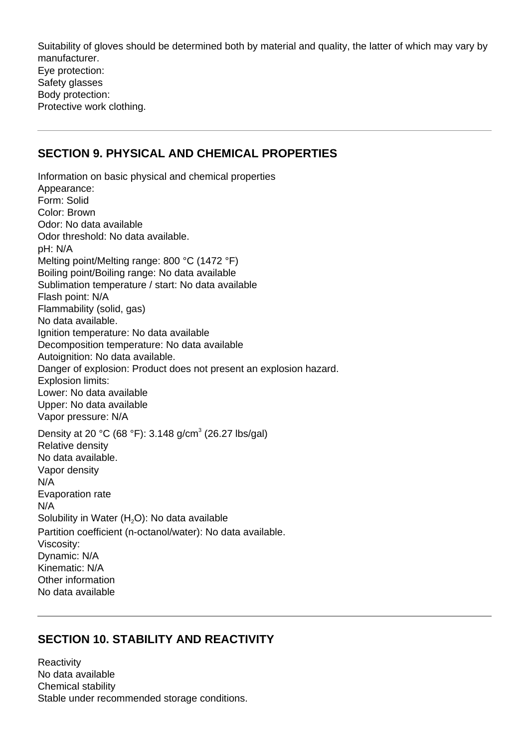Suitability of gloves should be determined both by material and quality, the latter of which may vary by manufacturer.
Eye protection:
Safety glasses
Body protection:
Protective work clothing.

---

## SECTION 9. PHYSICAL AND CHEMICAL PROPERTIES

Information on basic physical and chemical properties
Appearance:
Form: Solid
Color: Brown
Odor: No data available
Odor threshold: No data available.
pH: N/A
Melting point/Melting range: 800 °C (1472 °F)
Boiling point/Boiling range: No data available
Sublimation temperature / start: No data available
Flash point: N/A
Flammability (solid, gas)
No data available.
Ignition temperature: No data available
Decomposition temperature: No data available
Autoignition: No data available.
Danger of explosion: Product does not present an explosion hazard.
Explosion limits:
Lower: No data available
Upper: No data available
Vapor pressure: N/A
Density at 20 °C (68 °F): 3.148 g/cm$^3$ (26.27 lbs/gal)
Relative density
No data available.
Vapor density
N/A
Evaporation rate
N/A
Solubility in Water ($H_2O$): No data available
Partition coefficient (n-octanol/water): No data available.
Viscosity:
Dynamic: N/A
Kinematic: N/A
Other information
No data available

---

## SECTION 10. STABILITY AND REACTIVITY

Reactivity
No data available
Chemical stability
Stable under recommended storage conditions.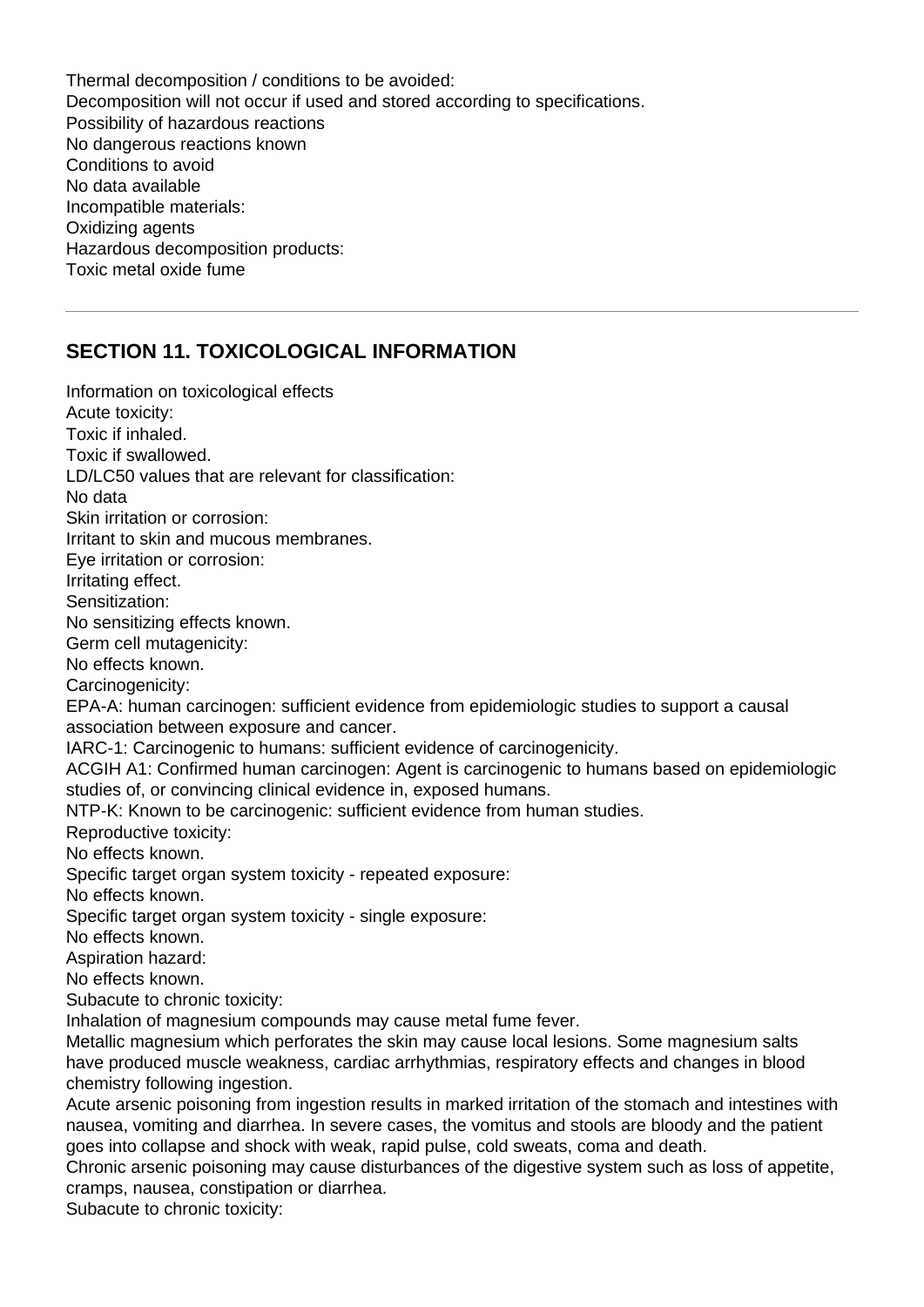Thermal decomposition / conditions to be avoided:
Decomposition will not occur if used and stored according to specifications.
Possibility of hazardous reactions
No dangerous reactions known
Conditions to avoid
No data available
Incompatible materials:
Oxidizing agents
Hazardous decomposition products:
Toxic metal oxide fume

---

## SECTION 11. TOXICOLOGICAL INFORMATION

Information on toxicological effects
Acute toxicity:
Toxic if inhaled.
Toxic if swallowed.
LD/LC50 values that are relevant for classification:
No data
Skin irritation or corrosion:
Irritant to skin and mucous membranes.
Eye irritation or corrosion:
Irritating effect.
Sensitization:
No sensitizing effects known.
Germ cell mutagenicity:
No effects known.
Carcinogenicity:
EPA-A: human carcinogen: sufficient evidence from epidemiologic studies to support a causal association between exposure and cancer.
IARC-1: Carcinogenic to humans: sufficient evidence of carcinogenicity.
ACGIH A1: Confirmed human carcinogen: Agent is carcinogenic to humans based on epidemiologic studies of, or convincing clinical evidence in, exposed humans.
NTP-K: Known to be carcinogenic: sufficient evidence from human studies.
Reproductive toxicity:
No effects known.
Specific target organ system toxicity - repeated exposure:
No effects known.
Specific target organ system toxicity - single exposure:
No effects known.
Aspiration hazard:
No effects known.
Subacute to chronic toxicity:
Inhalation of magnesium compounds may cause metal fume fever.
Metallic magnesium which perforates the skin may cause local lesions. Some magnesium salts have produced muscle weakness, cardiac arrhythmias, respiratory effects and changes in blood chemistry following ingestion.
Acute arsenic poisoning from ingestion results in marked irritation of the stomach and intestines with nausea, vomiting and diarrhea. In severe cases, the vomitus and stools are bloody and the patient goes into collapse and shock with weak, rapid pulse, cold sweats, coma and death.
Chronic arsenic poisoning may cause disturbances of the digestive system such as loss of appetite, cramps, nausea, constipation or diarrhea.
Subacute to chronic toxicity: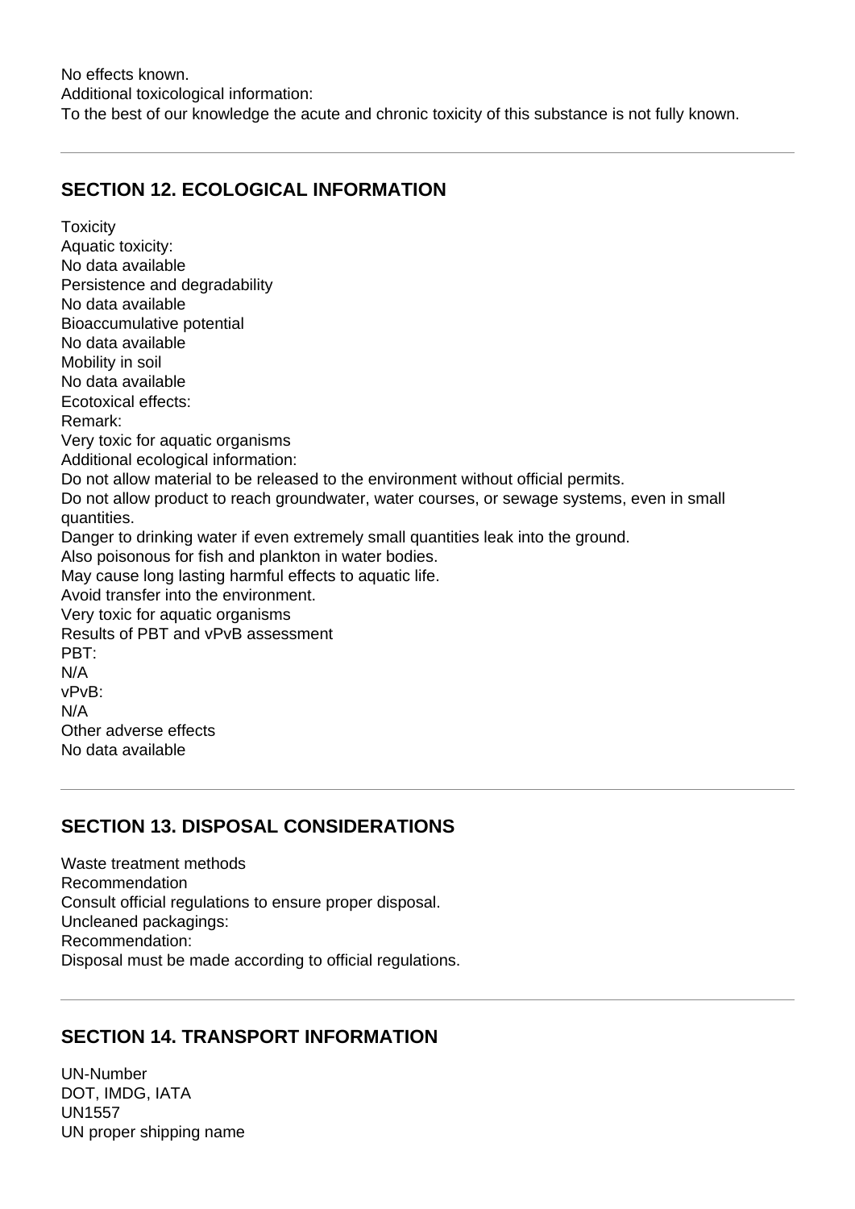No effects known.
Additional toxicological information:
To the best of our knowledge the acute and chronic toxicity of this substance is not fully known.

---

## SECTION 12. ECOLOGICAL INFORMATION

Toxicity
Aquatic toxicity:
No data available
Persistence and degradability
No data available
Bioaccumulative potential
No data available
Mobility in soil
No data available
Ecotoxical effects:
Remark:
Very toxic for aquatic organisms
Additional ecological information:
Do not allow material to be released to the environment without official permits.
Do not allow product to reach groundwater, water courses, or sewage systems, even in small quantities.
Danger to drinking water if even extremely small quantities leak into the ground.
Also poisonous for fish and plankton in water bodies.
May cause long lasting harmful effects to aquatic life.
Avoid transfer into the environment.
Very toxic for aquatic organisms
Results of PBT and vPvB assessment
PBT:
N/A
vPvB:
N/A
Other adverse effects
No data available

---

## SECTION 13. DISPOSAL CONSIDERATIONS

Waste treatment methods
Recommendation
Consult official regulations to ensure proper disposal.
Uncleaned packagings:
Recommendation:
Disposal must be made according to official regulations.

---

## SECTION 14. TRANSPORT INFORMATION

UN-Number
DOT, IMDG, IATA
UN1557
UN proper shipping name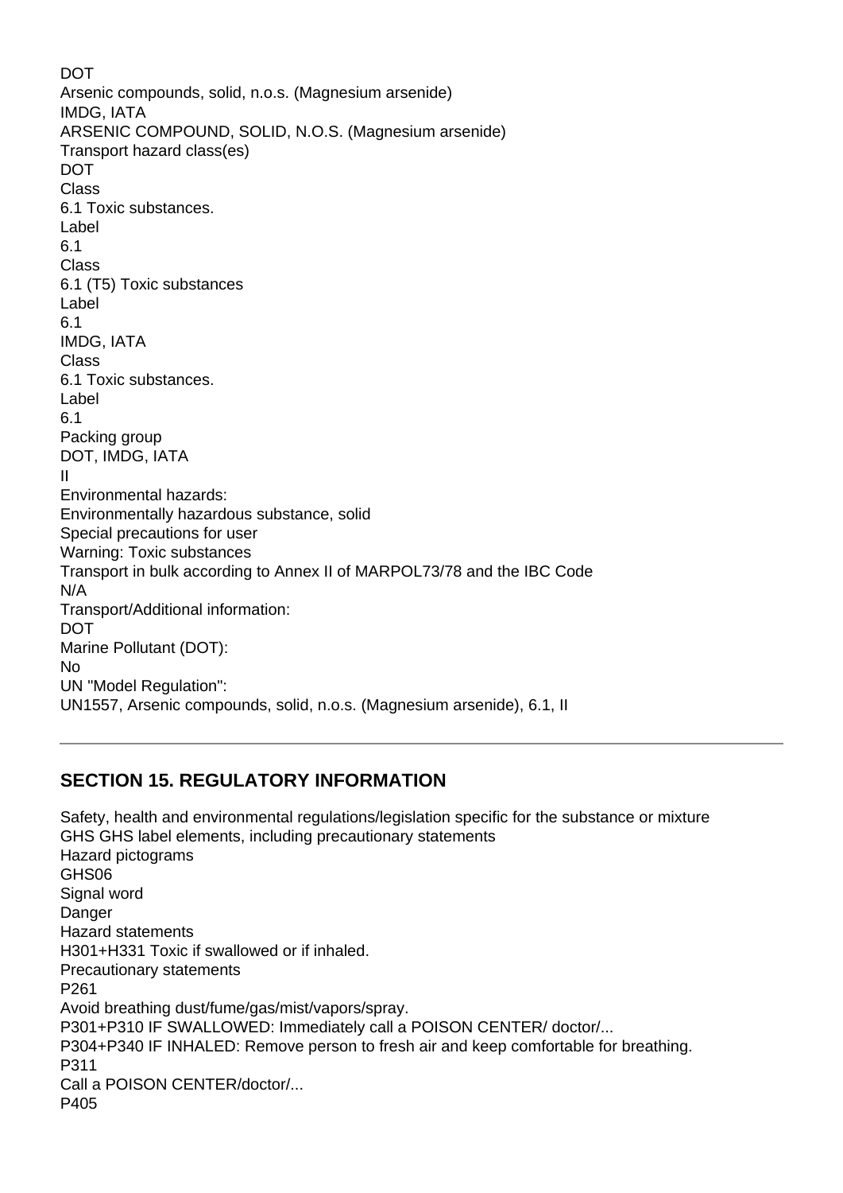DOT
Arsenic compounds, solid, n.o.s. (Magnesium arsenide)
IMDG, IATA
ARSENIC COMPOUND, SOLID, N.O.S. (Magnesium arsenide)
Transport hazard class(es)
DOT
Class
6.1 Toxic substances.
Label
6.1
Class
6.1 (T5) Toxic substances
Label
6.1
IMDG, IATA
Class
6.1 Toxic substances.
Label
6.1
Packing group
DOT, IMDG, IATA
II
Environmental hazards:
Environmentally hazardous substance, solid
Special precautions for user
Warning: Toxic substances
Transport in bulk according to Annex II of MARPOL73/78 and the IBC Code
N/A
Transport/Additional information:
DOT
Marine Pollutant (DOT):
No
UN "Model Regulation":
UN1557, Arsenic compounds, solid, n.o.s. (Magnesium arsenide), 6.1, II

---

## SECTION 15. REGULATORY INFORMATION

Safety, health and environmental regulations/legislation specific for the substance or mixture
GHS GHS label elements, including precautionary statements
Hazard pictograms
GHS06
Signal word
Danger
Hazard statements
H301+H331 Toxic if swallowed or if inhaled.
Precautionary statements
P261
Avoid breathing dust/fume/gas/mist/vapors/spray.
P301+P310 IF SWALLOWED: Immediately call a POISON CENTER/ doctor/...
P304+P340 IF INHALED: Remove person to fresh air and keep comfortable for breathing.
P311
Call a POISON CENTER/doctor/...
P405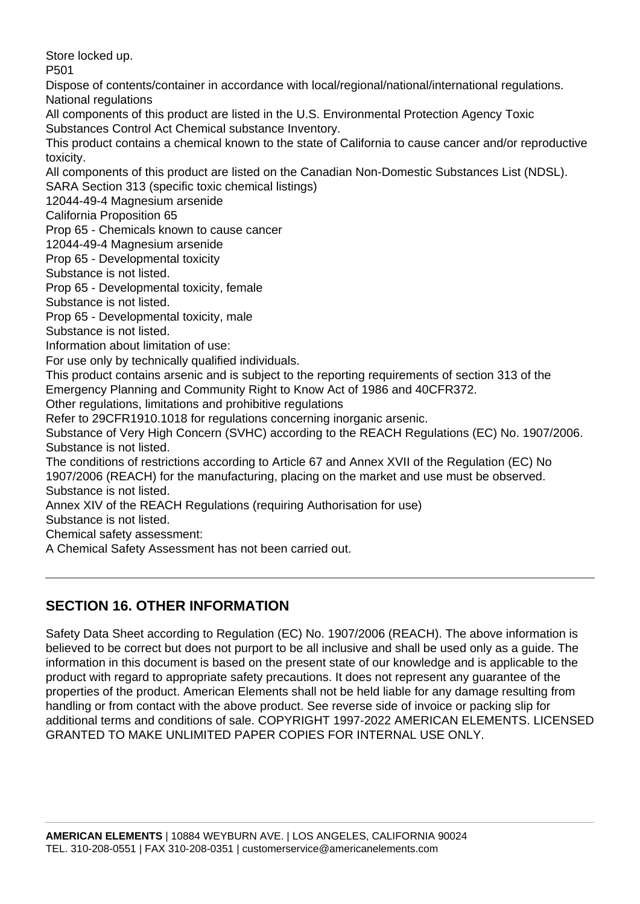Store locked up.
P501
Dispose of contents/container in accordance with local/regional/national/international regulations.
National regulations
All components of this product are listed in the U.S. Environmental Protection Agency Toxic Substances Control Act Chemical substance Inventory.
This product contains a chemical known to the state of California to cause cancer and/or reproductive toxicity.
All components of this product are listed on the Canadian Non-Domestic Substances List (NDSL).
SARA Section 313 (specific toxic chemical listings)
12044-49-4 Magnesium arsenide
California Proposition 65
Prop 65 - Chemicals known to cause cancer
12044-49-4 Magnesium arsenide
Prop 65 - Developmental toxicity
Substance is not listed.
Prop 65 - Developmental toxicity, female
Substance is not listed.
Prop 65 - Developmental toxicity, male
Substance is not listed.
Information about limitation of use:
For use only by technically qualified individuals.
This product contains arsenic and is subject to the reporting requirements of section 313 of the Emergency Planning and Community Right to Know Act of 1986 and 40CFR372.
Other regulations, limitations and prohibitive regulations
Refer to 29CFR1910.1018 for regulations concerning inorganic arsenic.
Substance of Very High Concern (SVHC) according to the REACH Regulations (EC) No. 1907/2006.
Substance is not listed.
The conditions of restrictions according to Article 67 and Annex XVII of the Regulation (EC) No 1907/2006 (REACH) for the manufacturing, placing on the market and use must be observed.
Substance is not listed.
Annex XIV of the REACH Regulations (requiring Authorisation for use)
Substance is not listed.
Chemical safety assessment:
A Chemical Safety Assessment has not been carried out.

## SECTION 16. OTHER INFORMATION

Safety Data Sheet according to Regulation (EC) No. 1907/2006 (REACH). The above information is believed to be correct but does not purport to be all inclusive and shall be used only as a guide. The information in this document is based on the present state of our knowledge and is applicable to the product with regard to appropriate safety precautions. It does not represent any guarantee of the properties of the product. American Elements shall not be held liable for any damage resulting from handling or from contact with the above product. See reverse side of invoice or packing slip for additional terms and conditions of sale. COPYRIGHT 1997-2022 AMERICAN ELEMENTS. LICENSED GRANTED TO MAKE UNLIMITED PAPER COPIES FOR INTERNAL USE ONLY.